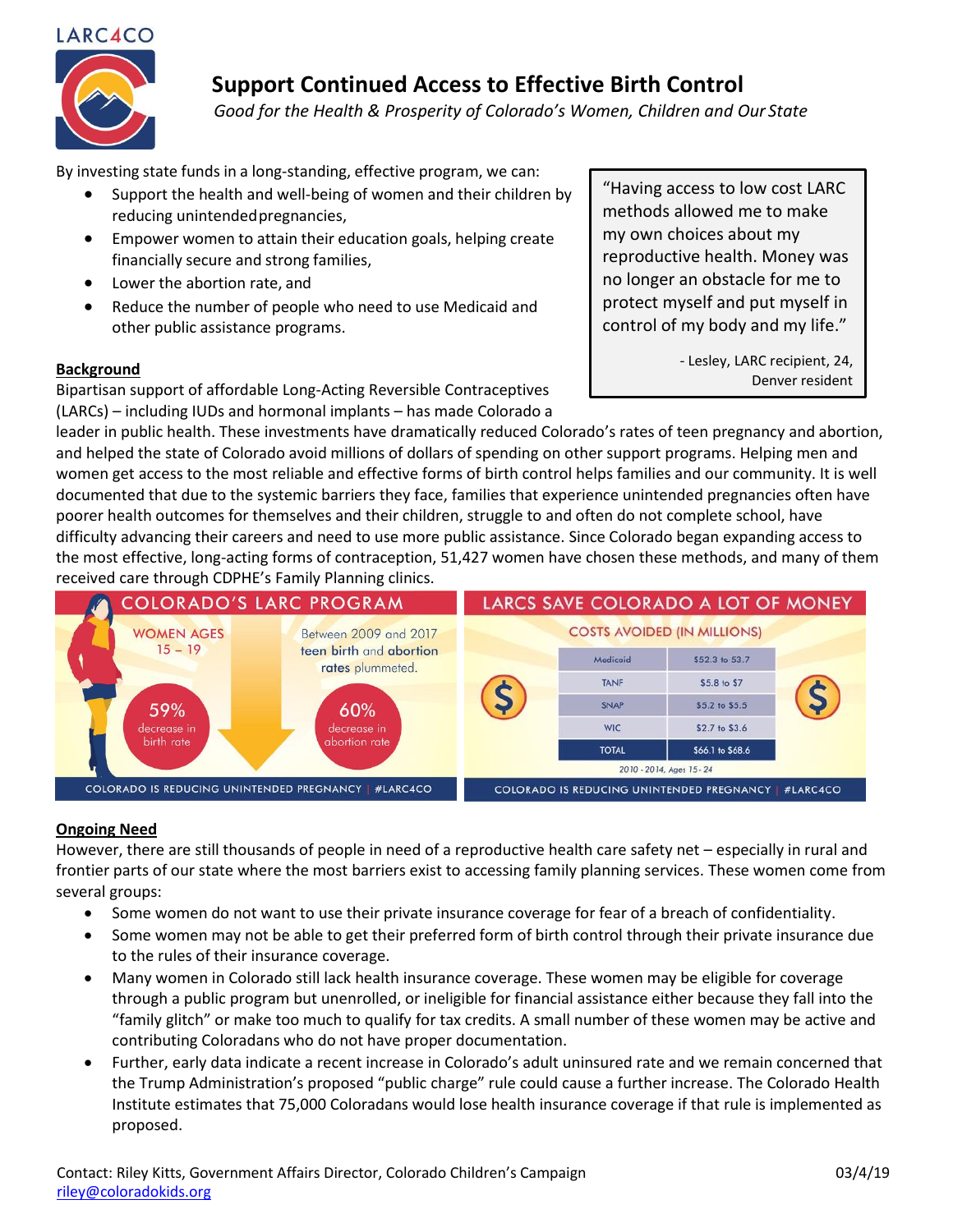LARC4CO

# Support Continued Access to Effective Birth Control

*Good for the Health & Prosperity of Colorado's Women, Children and Our State*

By investing state funds in a long-standing, effective program, we can:

- Support the health and well-being of women and their children by reducing unintended pregnancies,
- Empower women to attain their education goals, helping create financially secure and strong families,
- Lower the abortion rate, and
- Reduce the number of people who need to use Medicaid and other public assistance programs.

> "Having access to low cost LARC methods allowed me to make my own choices about my reproductive health. Money was no longer an obstacle for me to protect myself and put myself in control of my body and my life."
>
> \- Lesley, LARC recipient, 24, Denver resident

## Background

Bipartisan support of affordable Long-Acting Reversible Contraceptives (LARCs) – including IUDs and hormonal implants – has made Colorado a leader in public health. These investments have dramatically reduced Colorado's rates of teen pregnancy and abortion, and helped the state of Colorado avoid millions of dollars of spending on other support programs. Helping men and women get access to the most reliable and effective forms of birth control helps families and our community. It is well documented that due to the systemic barriers they face, families that experience unintended pregnancies often have poorer health outcomes for themselves and their children, struggle to and often do not complete school, have difficulty advancing their careers and need to use more public assistance. Since Colorado began expanding access to the most effective, long-acting forms of contraception, 51,427 women have chosen these methods, and many of them received care through CDPHE's Family Planning clinics.

**COLORADO'S LARC PROGRAM**

WOMEN AGES 15 – 19

Between 2009 and 2017 teen birth and abortion rates plummeted.

- 59% decrease in birth rate
- 60% decrease in abortion rate

COLORADO IS REDUCING UNINTENDED PREGNANCY | #LARC4CO

**LARCS SAVE COLORADO A LOT OF MONEY**

COSTS AVOIDED (IN MILLIONS)

| Program | Costs Avoided |
|---|---|
| Medicaid | $52.3 to 53.7 |
| TANF | $5.8 to $7 |
| SNAP | $5.2 to $5.5 |
| WIC | $2.7 to $3.6 |
| TOTAL | $66.1 to $68.6 |

2010 - 2014, Ages 15 - 24

COLORADO IS REDUCING UNINTENDED PREGNANCY | #LARC4CO

## Ongoing Need

However, there are still thousands of people in need of a reproductive health care safety net – especially in rural and frontier parts of our state where the most barriers exist to accessing family planning services. These women come from several groups:

- Some women do not want to use their private insurance coverage for fear of a breach of confidentiality.
- Some women may not be able to get their preferred form of birth control through their private insurance due to the rules of their insurance coverage.
- Many women in Colorado still lack health insurance coverage. These women may be eligible for coverage through a public program but unenrolled, or ineligible for financial assistance either because they fall into the "family glitch" or make too much to qualify for tax credits. A small number of these women may be active and contributing Coloradans who do not have proper documentation.
- Further, early data indicate a recent increase in Colorado's adult uninsured rate and we remain concerned that the Trump Administration's proposed "public charge" rule could cause a further increase. The Colorado Health Institute estimates that 75,000 Coloradans would lose health insurance coverage if that rule is implemented as proposed.

Contact: Riley Kitts, Government Affairs Director, Colorado Children's Campaign
riley@coloradokids.org

03/4/19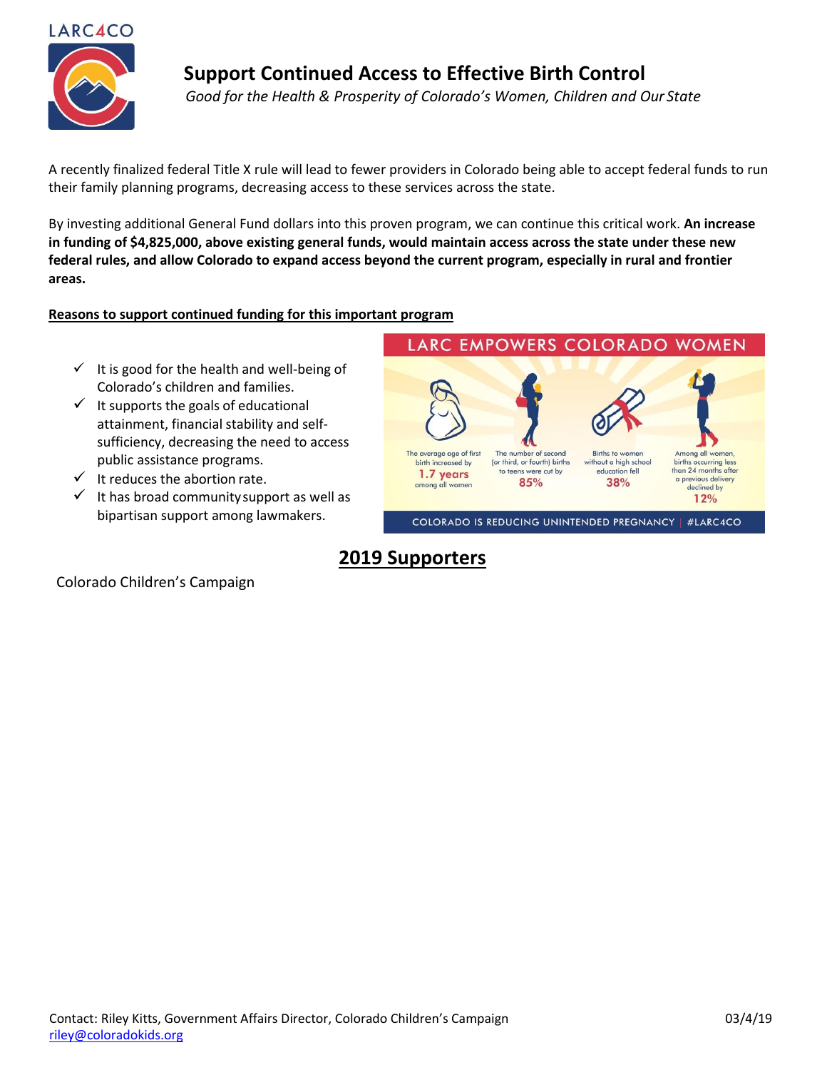LARC4CO

# Support Continued Access to Effective Birth Control

*Good for the Health & Prosperity of Colorado's Women, Children and Our State*

A recently finalized federal Title X rule will lead to fewer providers in Colorado being able to accept federal funds to run their family planning programs, decreasing access to these services across the state.

By investing additional General Fund dollars into this proven program, we can continue this critical work. **An increase in funding of $4,825,000, above existing general funds, would maintain access across the state under these new federal rules, and allow Colorado to expand access beyond the current program, especially in rural and frontier areas.**

**Reasons to support continued funding for this important program**

- ✓ It is good for the health and well-being of Colorado's children and families.
- ✓ It supports the goals of educational attainment, financial stability and self-sufficiency, decreasing the need to access public assistance programs.
- ✓ It reduces the abortion rate.
- ✓ It has broad community support as well as bipartisan support among lawmakers.

LARC EMPOWERS COLORADO WOMEN

The average age of first birth increased by 1.7 years among all women

The number of second (or third, or fourth) births to teens were cut by 85%

Births to women without a high school education fell 38%

Among all women, births occurring less than 24 months after a previous delivery declined by 12%

COLORADO IS REDUCING UNINTENDED PREGNANCY | #LARC4CO

## 2019 Supporters

Colorado Children's Campaign

Contact: Riley Kitts, Government Affairs Director, Colorado Children's Campaign
riley@coloradokids.org

03/4/19